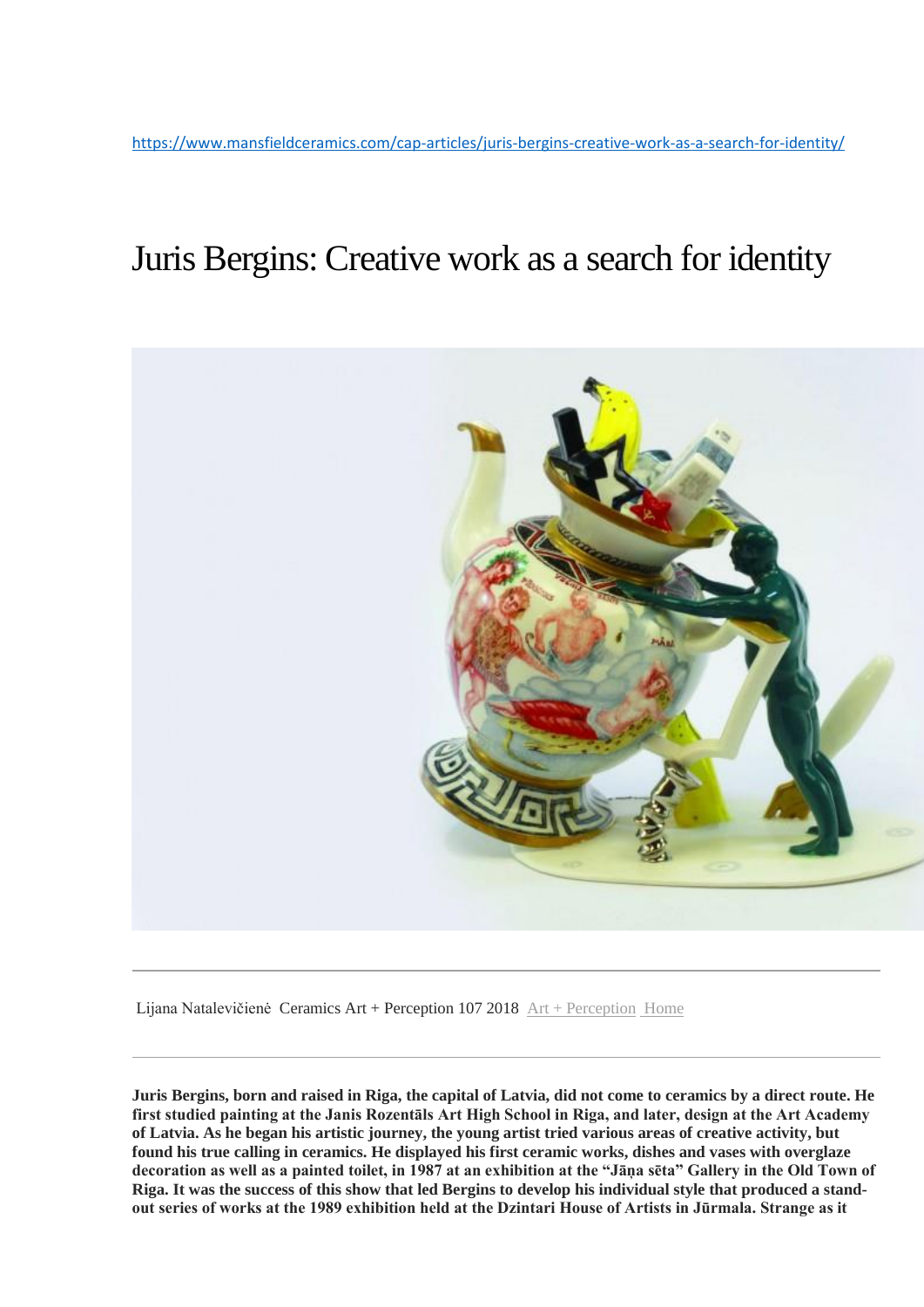https://www.mansfieldceramics.com/cap-articles/juris-bergins-creative-work-as-a-search-for-identity/

# Juris Bergins: Creative work as a search for identity

Lijana Natalevičienė Ceramics Art + Perception 107 2018 Art + Perception Home

**Juris Bergins, born and raised in Riga, the capital of Latvia, did not come to ceramics by a direct route. He first studied painting at the Janis Rozentāls Art High School in Riga, and later, design at the Art Academy of Latvia. As he began his artistic journey, the young artist tried various areas of creative activity, but found his true calling in ceramics. He displayed his first ceramic works, dishes and vases with overglaze decoration as well as a painted toilet, in 1987 at an exhibition at the "Jāņa sēta" Gallery in the Old Town of Riga. It was the success of this show that led Bergins to develop his individual style that produced a stand-out series of works at the 1989 exhibition held at the Dzintari House of Artists in Jūrmala. Strange as it**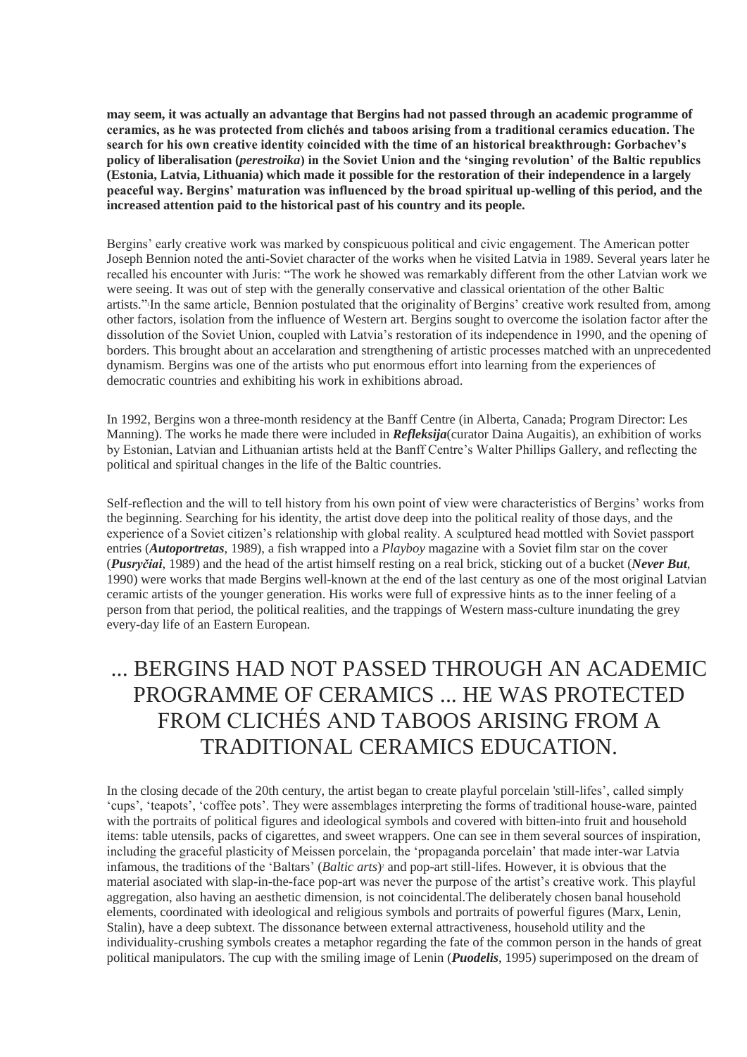**may seem, it was actually an advantage that Bergins had not passed through an academic programme of ceramics, as he was protected from clichés and taboos arising from a traditional ceramics education. The search for his own creative identity coincided with the time of an historical breakthrough: Gorbachev's policy of liberalisation (*perestroika*) in the Soviet Union and the 'singing revolution' of the Baltic republics (Estonia, Latvia, Lithuania) which made it possible for the restoration of their independence in a largely peaceful way. Bergins' maturation was influenced by the broad spiritual up-welling of this period, and the increased attention paid to the historical past of his country and its people.**

Bergins' early creative work was marked by conspicuous political and civic engagement. The American potter Joseph Bennion noted the anti-Soviet character of the works when he visited Latvia in 1989. Several years later he recalled his encounter with Juris: "The work he showed was remarkably different from the other Latvian work we were seeing. It was out of step with the generally conservative and classical orientation of the other Baltic artists."[1] In the same article, Bennion postulated that the originality of Bergins' creative work resulted from, among other factors, isolation from the influence of Western art. Bergins sought to overcome the isolation factor after the dissolution of the Soviet Union, coupled with Latvia's restoration of its independence in 1990, and the opening of borders. This brought about an accelaration and strengthening of artistic processes matched with an unprecedented dynamism. Bergins was one of the artists who put enormous effort into learning from the experiences of democratic countries and exhibiting his work in exhibitions abroad.

In 1992, Bergins won a three-month residency at the Banff Centre (in Alberta, Canada; Program Director: Les Manning). The works he made there were included in ***Refleksija***(curator Daina Augaitis), an exhibition of works by Estonian, Latvian and Lithuanian artists held at the Banff Centre's Walter Phillips Gallery, and reflecting the political and spiritual changes in the life of the Baltic countries.

Self-reflection and the will to tell history from his own point of view were characteristics of Bergins' works from the beginning. Searching for his identity, the artist dove deep into the political reality of those days, and the experience of a Soviet citizen's relationship with global reality. A sculptured head mottled with Soviet passport entries (***Autoportretas***, 1989), a fish wrapped into a *Playboy* magazine with a Soviet film star on the cover (***Pusryčiai***, 1989) and the head of the artist himself resting on a real brick, sticking out of a bucket (***Never But***, 1990) were works that made Bergins well-known at the end of the last century as one of the most original Latvian ceramic artists of the younger generation. His works were full of expressive hints as to the inner feeling of a person from that period, the political realities, and the trappings of Western mass-culture inundating the grey every-day life of an Eastern European.

## ... BERGINS HAD NOT PASSED THROUGH AN ACADEMIC PROGRAMME OF CERAMICS ... HE WAS PROTECTED FROM CLICHÉS AND TABOOS ARISING FROM A TRADITIONAL CERAMICS EDUCATION.

In the closing decade of the 20th century, the artist began to create playful porcelain 'still-lifes', called simply 'cups', 'teapots', 'coffee pots'. They were assemblages interpreting the forms of traditional house-ware, painted with the portraits of political figures and ideological symbols and covered with bitten-into fruit and household items: table utensils, packs of cigarettes, and sweet wrappers. One can see in them several sources of inspiration, including the graceful plasticity of Meissen porcelain, the 'propaganda porcelain' that made inter-war Latvia infamous, the traditions of the 'Baltars' (*Baltic arts*)[2] and pop-art still-lifes. However, it is obvious that the material asociated with slap-in-the-face pop-art was never the purpose of the artist's creative work. This playful aggregation, also having an aesthetic dimension, is not coincidental.The deliberately chosen banal household elements, coordinated with ideological and religious symbols and portraits of powerful figures (Marx, Lenin, Stalin), have a deep subtext. The dissonance between external attractiveness, household utility and the individuality-crushing symbols creates a metaphor regarding the fate of the common person in the hands of great political manipulators. The cup with the smiling image of Lenin (***Puodelis***, 1995) superimposed on the dream of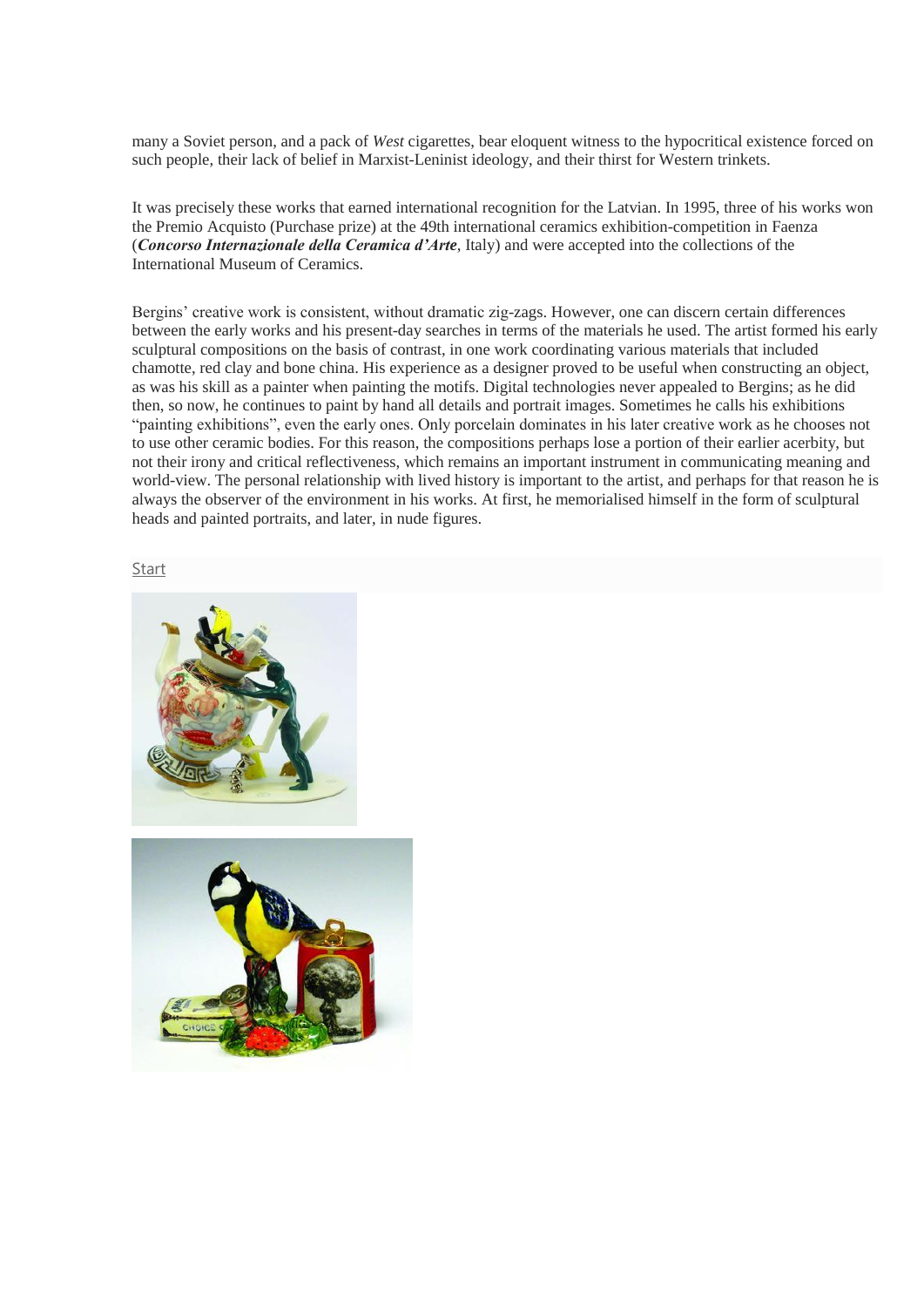many a Soviet person, and a pack of *West* cigarettes, bear eloquent witness to the hypocritical existence forced on such people, their lack of belief in Marxist-Leninist ideology, and their thirst for Western trinkets.

It was precisely these works that earned international recognition for the Latvian. In 1995, three of his works won the Premio Acquisto (Purchase prize) at the 49th international ceramics exhibition-competition in Faenza (***Concorso Internazionale della Ceramica d'Arte***, Italy) and were accepted into the collections of the International Museum of Ceramics.

Bergins' creative work is consistent, without dramatic zig-zags. However, one can discern certain differences between the early works and his present-day searches in terms of the materials he used. The artist formed his early sculptural compositions on the basis of contrast, in one work coordinating various materials that included chamotte, red clay and bone china. His experience as a designer proved to be useful when constructing an object, as was his skill as a painter when painting the motifs. Digital technologies never appealed to Bergins; as he did then, so now, he continues to paint by hand all details and portrait images. Sometimes he calls his exhibitions "painting exhibitions", even the early ones. Only porcelain dominates in his later creative work as he chooses not to use other ceramic bodies. For this reason, the compositions perhaps lose a portion of their earlier acerbity, but not their irony and critical reflectiveness, which remains an important instrument in communicating meaning and world-view. The personal relationship with lived history is important to the artist, and perhaps for that reason he is always the observer of the environment in his works. At first, he memorialised himself in the form of sculptural heads and painted portraits, and later, in nude figures.

Start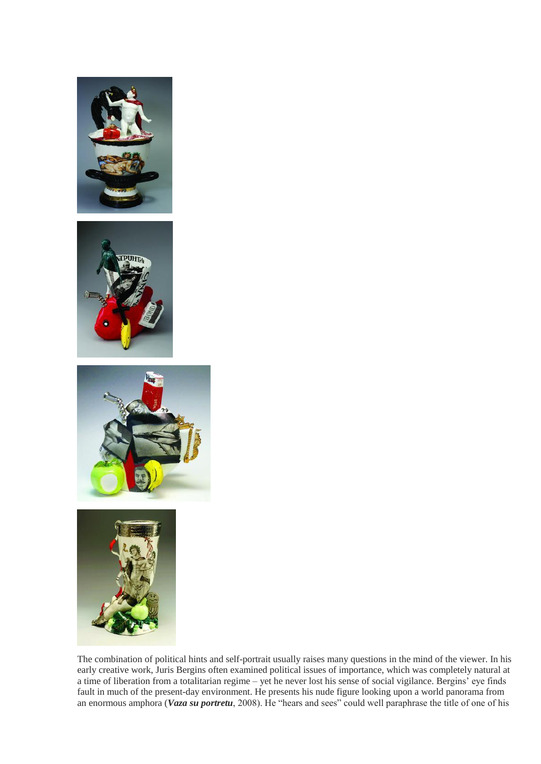The combination of political hints and self-portrait usually raises many questions in the mind of the viewer. In his early creative work, Juris Bergins often examined political issues of importance, which was completely natural at a time of liberation from a totalitarian regime – yet he never lost his sense of social vigilance. Bergins' eye finds fault in much of the present-day environment. He presents his nude figure looking upon a world panorama from an enormous amphora (***Vaza su portretu***, 2008). He "hears and sees" could well paraphrase the title of one of his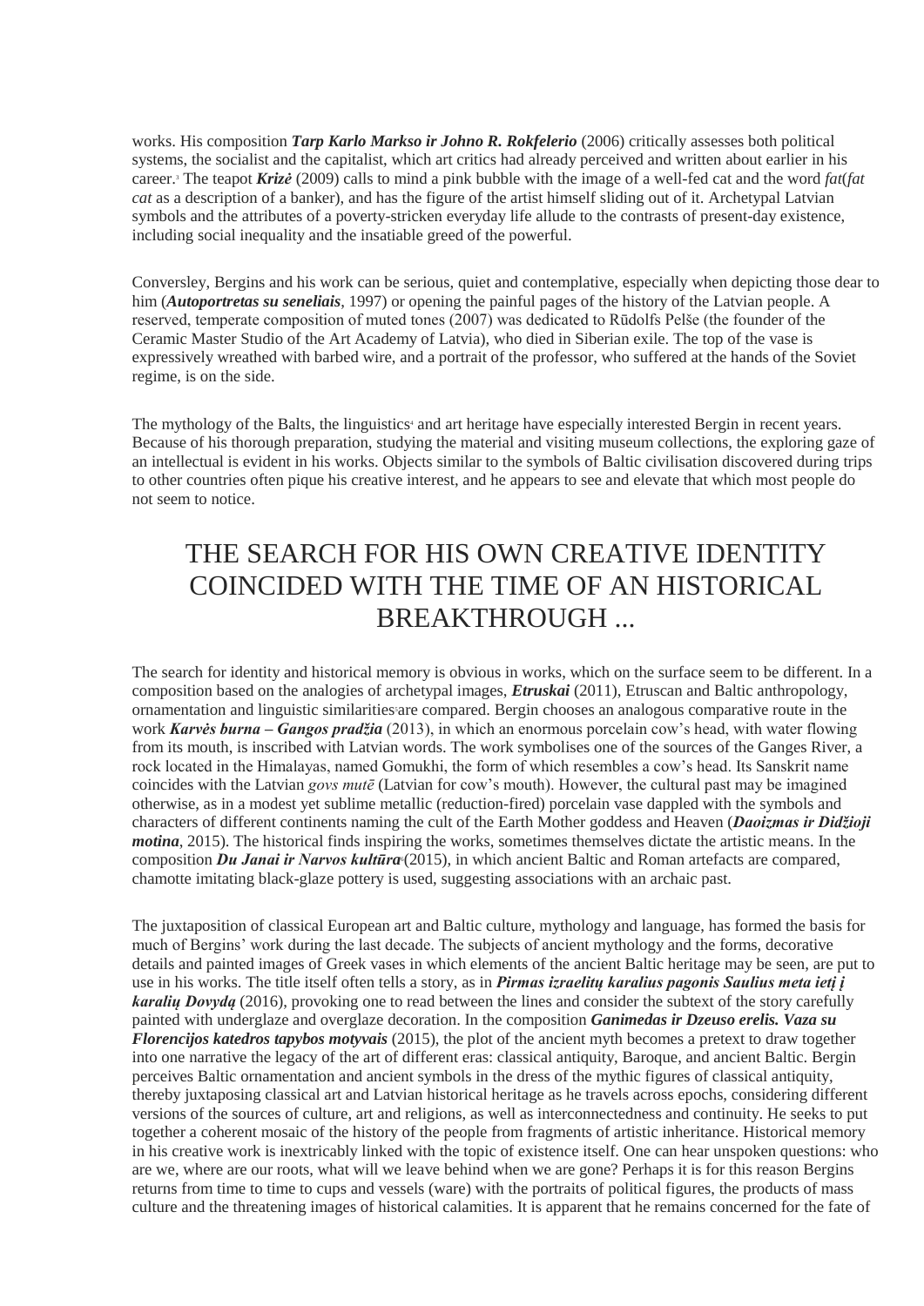works. His composition ***Tarp Karlo Markso ir Johno R. Rokfelerio*** (2006) critically assesses both political systems, the socialist and the capitalist, which art critics had already perceived and written about earlier in his career.[3] The teapot ***Krizė*** (2009) calls to mind a pink bubble with the image of a well-fed cat and the word *fat*(*fat cat* as a description of a banker), and has the figure of the artist himself sliding out of it. Archetypal Latvian symbols and the attributes of a poverty-stricken everyday life allude to the contrasts of present-day existence, including social inequality and the insatiable greed of the powerful.

Conversley, Bergins and his work can be serious, quiet and contemplative, especially when depicting those dear to him (***Autoportretas su seneliais***, 1997) or opening the painful pages of the history of the Latvian people. A reserved, temperate composition of muted tones (2007) was dedicated to Rūdolfs Pelše (the founder of the Ceramic Master Studio of the Art Academy of Latvia), who died in Siberian exile. The top of the vase is expressively wreathed with barbed wire, and a portrait of the professor, who suffered at the hands of the Soviet regime, is on the side.

The mythology of the Balts, the linguistics[4] and art heritage have especially interested Bergin in recent years. Because of his thorough preparation, studying the material and visiting museum collections, the exploring gaze of an intellectual is evident in his works. Objects similar to the symbols of Baltic civilisation discovered during trips to other countries often pique his creative interest, and he appears to see and elevate that which most people do not seem to notice.

## THE SEARCH FOR HIS OWN CREATIVE IDENTITY COINCIDED WITH THE TIME OF AN HISTORICAL BREAKTHROUGH ...

The search for identity and historical memory is obvious in works, which on the surface seem to be different. In a composition based on the analogies of archetypal images, ***Etruskai*** (2011), Etruscan and Baltic anthropology, ornamentation and linguistic similarities[5] are compared. Bergin chooses an analogous comparative route in the work ***Karvės burna – Gangos pradžia*** (2013), in which an enormous porcelain cow's head, with water flowing from its mouth, is inscribed with Latvian words. The work symbolises one of the sources of the Ganges River, a rock located in the Himalayas, named Gomukhi, the form of which resembles a cow's head. Its Sanskrit name coincides with the Latvian *govs mutē* (Latvian for cow's mouth). However, the cultural past may be imagined otherwise, as in a modest yet sublime metallic (reduction-fired) porcelain vase dappled with the symbols and characters of different continents naming the cult of the Earth Mother goddess and Heaven (***Daoizmas ir Didžioji motina***, 2015). The historical finds inspiring the works, sometimes themselves dictate the artistic means. In the composition ***Du Janai ir Narvos kultūra***[6] (2015), in which ancient Baltic and Roman artefacts are compared, chamotte imitating black-glaze pottery is used, suggesting associations with an archaic past.

The juxtaposition of classical European art and Baltic culture, mythology and language, has formed the basis for much of Bergins' work during the last decade. The subjects of ancient mythology and the forms, decorative details and painted images of Greek vases in which elements of the ancient Baltic heritage may be seen, are put to use in his works. The title itself often tells a story, as in ***Pirmas izraelitų karalius pagonis Saulius meta ietį į karalių Dovydą*** (2016), provoking one to read between the lines and consider the subtext of the story carefully painted with underglaze and overglaze decoration. In the composition ***Ganimedas ir Dzeuso erelis. Vaza su Florencijos katedros tapybos motyvais*** (2015), the plot of the ancient myth becomes a pretext to draw together into one narrative the legacy of the art of different eras: classical antiquity, Baroque, and ancient Baltic. Bergin perceives Baltic ornamentation and ancient symbols in the dress of the mythic figures of classical antiquity, thereby juxtaposing classical art and Latvian historical heritage as he travels across epochs, considering different versions of the sources of culture, art and religions, as well as interconnectedness and continuity. He seeks to put together a coherent mosaic of the history of the people from fragments of artistic inheritance. Historical memory in his creative work is inextricably linked with the topic of existence itself. One can hear unspoken questions: who are we, where are our roots, what will we leave behind when we are gone? Perhaps it is for this reason Bergins returns from time to time to cups and vessels (ware) with the portraits of political figures, the products of mass culture and the threatening images of historical calamities. It is apparent that he remains concerned for the fate of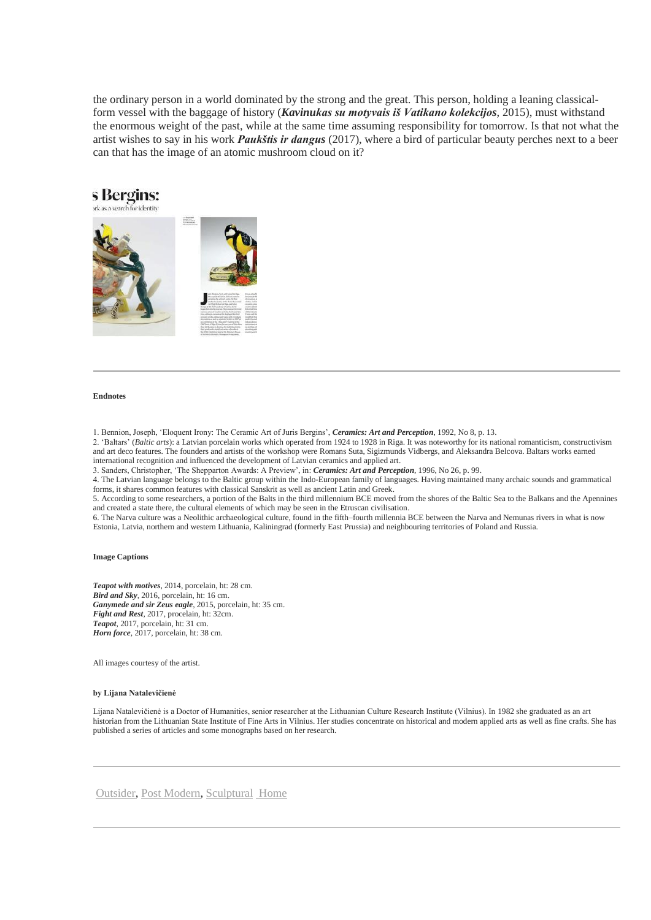the ordinary person in a world dominated by the strong and the great. This person, holding a leaning classical-form vessel with the baggage of history (***Kavinukas su motyvais iš Vatikano kolekcijos***, 2015), must withstand the enormous weight of the past, while at the same time assuming responsibility for tomorrow. Is that not what the artist wishes to say in his work ***Paukštis ir dangus*** (2017), where a bird of particular beauty perches next to a beer can that has the image of an atomic mushroom cloud on it?

---

**Endnotes**

1. Bennion, Joseph, 'Eloquent Irony: The Ceramic Art of Juris Bergins', ***Ceramics: Art and Perception***, 1992, No 8, p. 13.
2. 'Baltars' (*Baltic arts*): a Latvian porcelain works which operated from 1924 to 1928 in Riga. It was noteworthy for its national romanticism, constructivism and art deco features. The founders and artists of the workshop were Romans Suta, Sigizmunds Vidbergs, and Aleksandra Belcova. Baltars works earned international recognition and influenced the development of Latvian ceramics and applied art.
3. Sanders, Christopher, 'The Shepparton Awards: A Preview', in: ***Ceramics: Art and Perception***, 1996, No 26, p. 99.
4. The Latvian language belongs to the Baltic group within the Indo-European family of languages. Having maintained many archaic sounds and grammatical forms, it shares common features with classical Sanskrit as well as ancient Latin and Greek.
5. According to some researchers, a portion of the Balts in the third millennium BCE moved from the shores of the Baltic Sea to the Balkans and the Apennines and created a state there, the cultural elements of which may be seen in the Etruscan civilisation.
6. The Narva culture was a Neolithic archaeological culture, found in the fifth–fourth millennia BCE between the Narva and Nemunas rivers in what is now Estonia, Latvia, northern and western Lithuania, Kaliningrad (formerly East Prussia) and neighbouring territories of Poland and Russia.

**Image Captions**

***Teapot with motives***, 2014, porcelain, ht: 28 cm.
***Bird and Sky***, 2016, porcelain, ht: 16 cm.
***Ganymede and sir Zeus eagle***, 2015, porcelain, ht: 35 cm.
***Fight and Rest***, 2017, procelain, ht: 32cm.
***Teapot***, 2017, porcelain, ht: 31 cm.
***Horn force***, 2017, porcelain, ht: 38 cm.

All images courtesy of the artist.

**by Lijana Natalevičienė**

Lijana Natalevičienė is a Doctor of Humanities, senior researcher at the Lithuanian Culture Research Institute (Vilnius). In 1982 she graduated as an art historian from the Lithuanian State Institute of Fine Arts in Vilnius. Her studies concentrate on historical and modern applied arts as well as fine crafts. She has published a series of articles and some monographs based on her research.

---

Outsider, Post Modern, Sculptural Home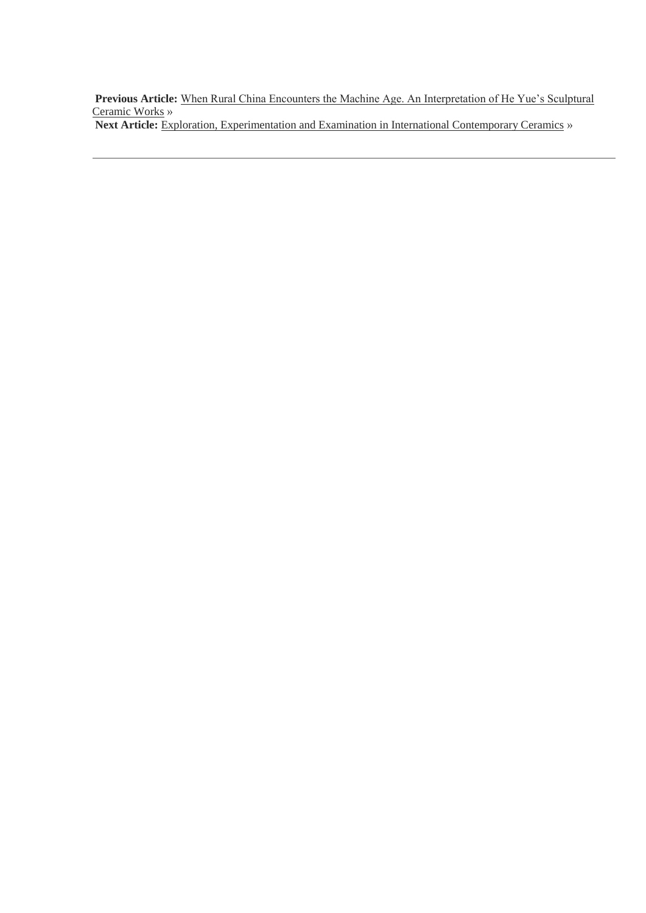**Previous Article:** When Rural China Encounters the Machine Age. An Interpretation of He Yue's Sculptural Ceramic Works »

**Next Article:** Exploration, Experimentation and Examination in International Contemporary Ceramics »

---